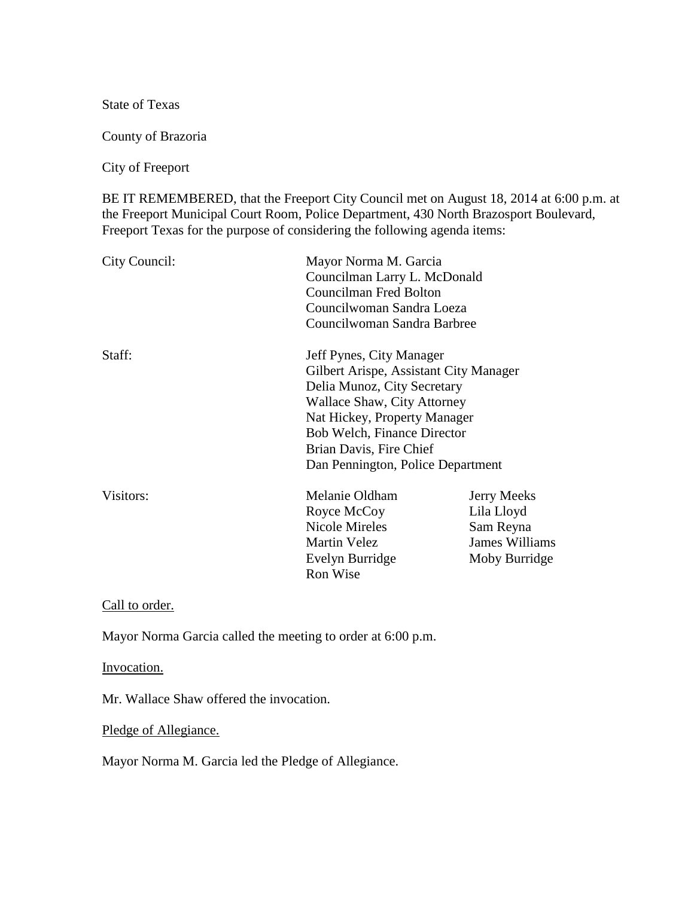State of Texas

County of Brazoria

City of Freeport

BE IT REMEMBERED, that the Freeport City Council met on August 18, 2014 at 6:00 p.m. at the Freeport Municipal Court Room, Police Department, 430 North Brazosport Boulevard, Freeport Texas for the purpose of considering the following agenda items:

| | | |
|---|---|---|
| City Council: | Mayor Norma M. Garcia<br>Councilman Larry L. McDonald<br>Councilman Fred Bolton<br>Councilwoman Sandra Loeza<br>Councilwoman Sandra Barbree | |
| Staff: | Jeff Pynes, City Manager<br>Gilbert Arispe, Assistant City Manager<br>Delia Munoz, City Secretary<br>Wallace Shaw, City Attorney<br>Nat Hickey, Property Manager<br>Bob Welch, Finance Director<br>Brian Davis, Fire Chief<br>Dan Pennington, Police Department | |
| Visitors: | Melanie Oldham<br>Royce McCoy<br>Nicole Mireles<br>Martin Velez<br>Evelyn Burridge<br>Ron Wise | Jerry Meeks<br>Lila Lloyd<br>Sam Reyna<br>James Williams<br>Moby Burridge |

<u>Call to order.</u>

Mayor Norma Garcia called the meeting to order at 6:00 p.m.

<u>Invocation.</u>

Mr. Wallace Shaw offered the invocation.

<u>Pledge of Allegiance.</u>

Mayor Norma M. Garcia led the Pledge of Allegiance.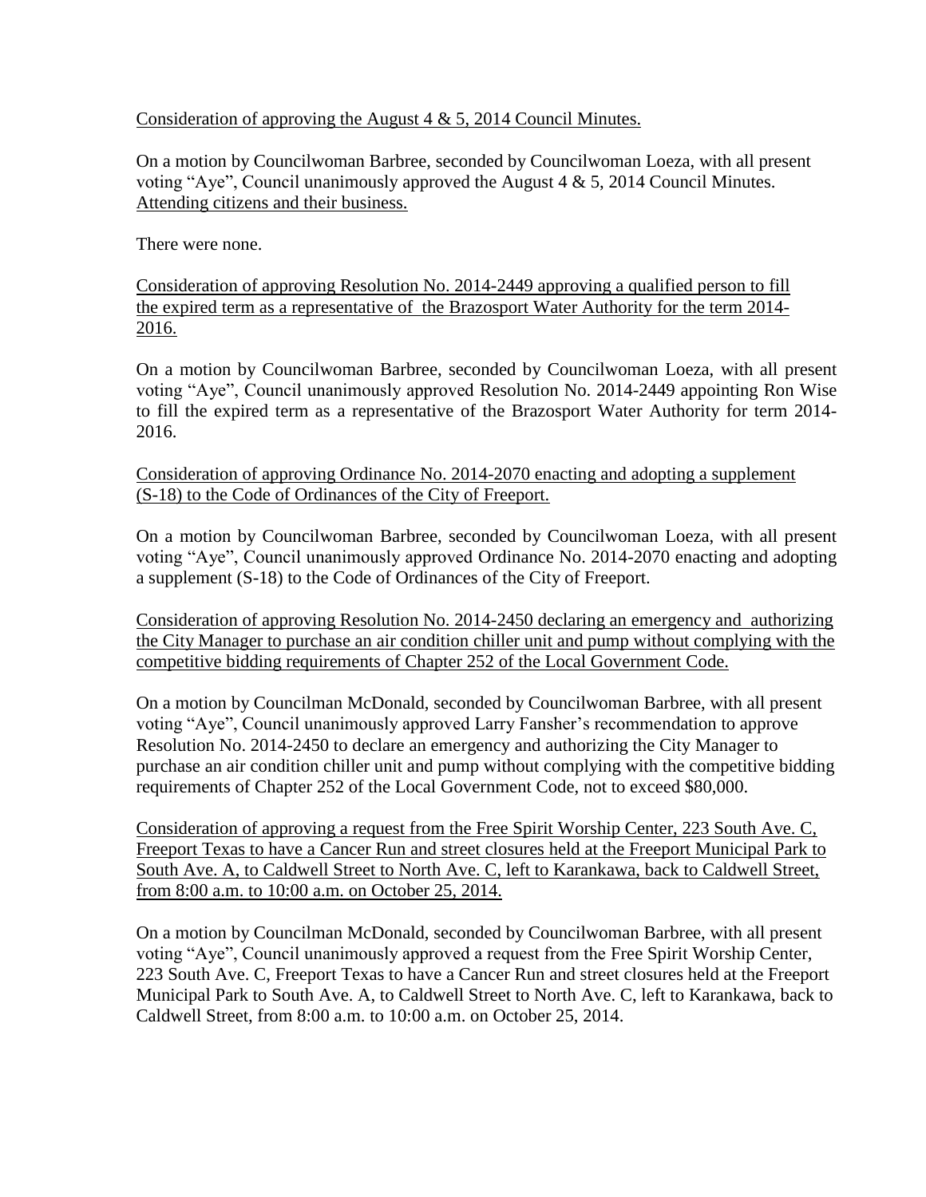Consideration of approving the August 4 & 5, 2014 Council Minutes.

On a motion by Councilwoman Barbree, seconded by Councilwoman Loeza, with all present voting "Aye", Council unanimously approved the August 4 & 5, 2014 Council Minutes.

Attending citizens and their business.

There were none.

Consideration of approving Resolution No. 2014-2449 approving a qualified person to fill the expired term as a representative of the Brazosport Water Authority for the term 2014-2016.

On a motion by Councilwoman Barbree, seconded by Councilwoman Loeza, with all present voting "Aye", Council unanimously approved Resolution No. 2014-2449 appointing Ron Wise to fill the expired term as a representative of the Brazosport Water Authority for term 2014-2016.

Consideration of approving Ordinance No. 2014-2070 enacting and adopting a supplement (S-18) to the Code of Ordinances of the City of Freeport.

On a motion by Councilwoman Barbree, seconded by Councilwoman Loeza, with all present voting "Aye", Council unanimously approved Ordinance No. 2014-2070 enacting and adopting a supplement (S-18) to the Code of Ordinances of the City of Freeport.

Consideration of approving Resolution No. 2014-2450 declaring an emergency and authorizing the City Manager to purchase an air condition chiller unit and pump without complying with the competitive bidding requirements of Chapter 252 of the Local Government Code.

On a motion by Councilman McDonald, seconded by Councilwoman Barbree, with all present voting "Aye", Council unanimously approved Larry Fansher's recommendation to approve Resolution No. 2014-2450 to declare an emergency and authorizing the City Manager to purchase an air condition chiller unit and pump without complying with the competitive bidding requirements of Chapter 252 of the Local Government Code, not to exceed $80,000.

Consideration of approving a request from the Free Spirit Worship Center, 223 South Ave. C, Freeport Texas to have a Cancer Run and street closures held at the Freeport Municipal Park to South Ave. A, to Caldwell Street to North Ave. C, left to Karankawa, back to Caldwell Street, from 8:00 a.m. to 10:00 a.m. on October 25, 2014.

On a motion by Councilman McDonald, seconded by Councilwoman Barbree, with all present voting "Aye", Council unanimously approved a request from the Free Spirit Worship Center, 223 South Ave. C, Freeport Texas to have a Cancer Run and street closures held at the Freeport Municipal Park to South Ave. A, to Caldwell Street to North Ave. C, left to Karankawa, back to Caldwell Street, from 8:00 a.m. to 10:00 a.m. on October 25, 2014.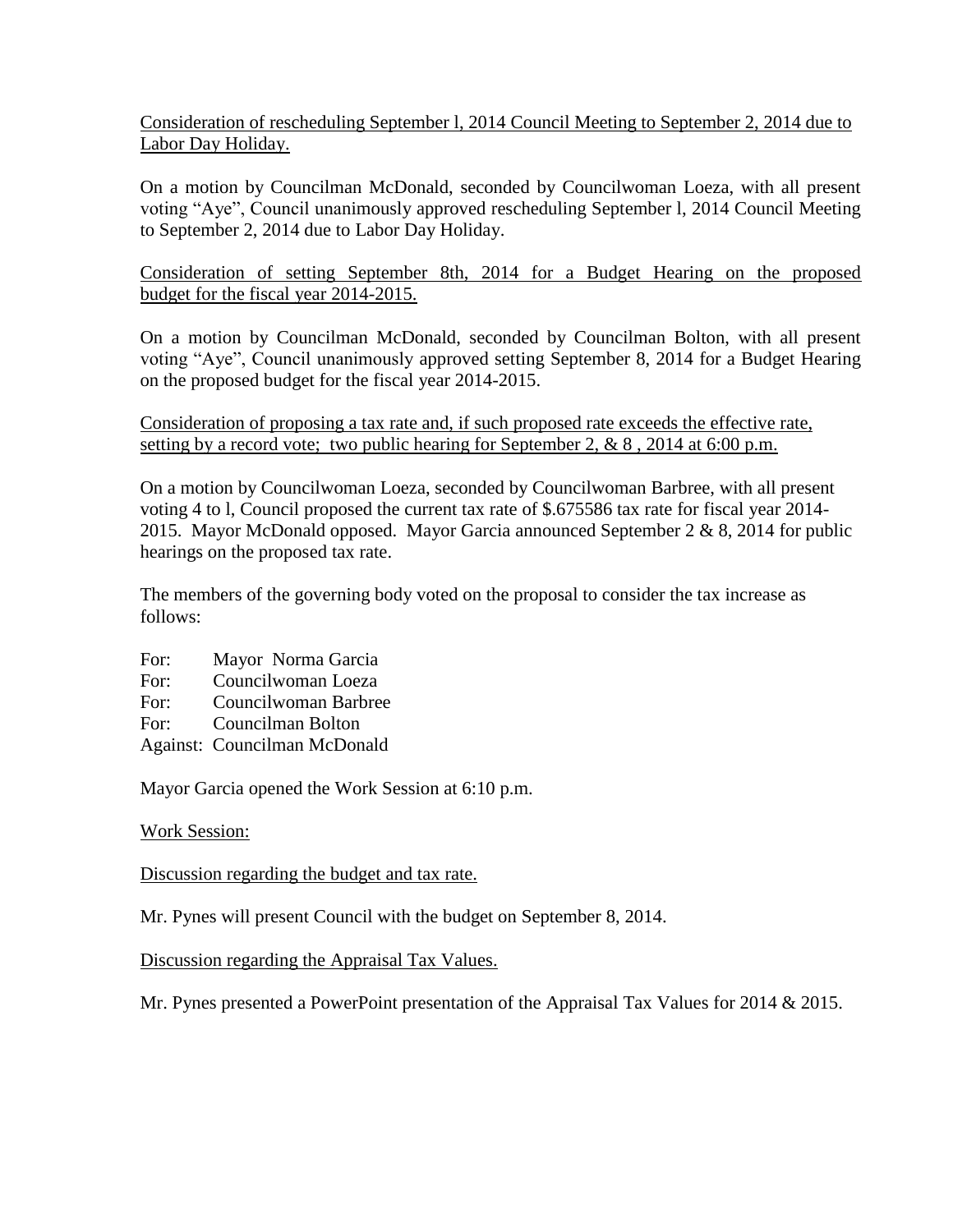<u>Consideration of rescheduling September l, 2014 Council Meeting to September 2, 2014 due to Labor Day Holiday.</u>

On a motion by Councilman McDonald, seconded by Councilwoman Loeza, with all present voting "Aye", Council unanimously approved rescheduling September l, 2014 Council Meeting to September 2, 2014 due to Labor Day Holiday.

<u>Consideration of setting September 8th, 2014 for a Budget Hearing on the proposed budget for the fiscal year 2014-2015.</u>

On a motion by Councilman McDonald, seconded by Councilman Bolton, with all present voting "Aye", Council unanimously approved setting September 8, 2014 for a Budget Hearing on the proposed budget for the fiscal year 2014-2015.

<u>Consideration of proposing a tax rate and, if such proposed rate exceeds the effective rate, setting by a record vote; two public hearing for September 2, & 8 , 2014 at 6:00 p.m.</u>

On a motion by Councilwoman Loeza, seconded by Councilwoman Barbree, with all present voting 4 to l, Council proposed the current tax rate of $.675586 tax rate for fiscal year 2014-2015. Mayor McDonald opposed. Mayor Garcia announced September 2 & 8, 2014 for public hearings on the proposed tax rate.

The members of the governing body voted on the proposal to consider the tax increase as follows:

For: Mayor Norma Garcia  
For: Councilwoman Loeza  
For: Councilwoman Barbree  
For: Councilman Bolton  
Against: Councilman McDonald

Mayor Garcia opened the Work Session at 6:10 p.m.

<u>Work Session:</u>

<u>Discussion regarding the budget and tax rate.</u>

Mr. Pynes will present Council with the budget on September 8, 2014.

<u>Discussion regarding the Appraisal Tax Values.</u>

Mr. Pynes presented a PowerPoint presentation of the Appraisal Tax Values for 2014 & 2015.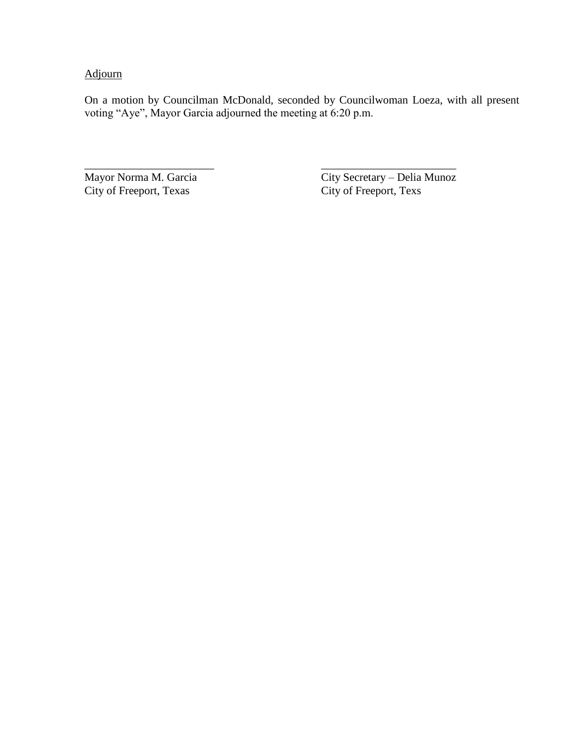<u>Adjourn</u>

On a motion by Councilman McDonald, seconded by Councilwoman Loeza, with all present voting "Aye", Mayor Garcia adjourned the meeting at 6:20 p.m.

| | |
|---|---|
| _______________________ | _______________________ |
| Mayor Norma M. Garcia | City Secretary – Delia Munoz |
| City of Freeport, Texas | City of Freeport, Texs |